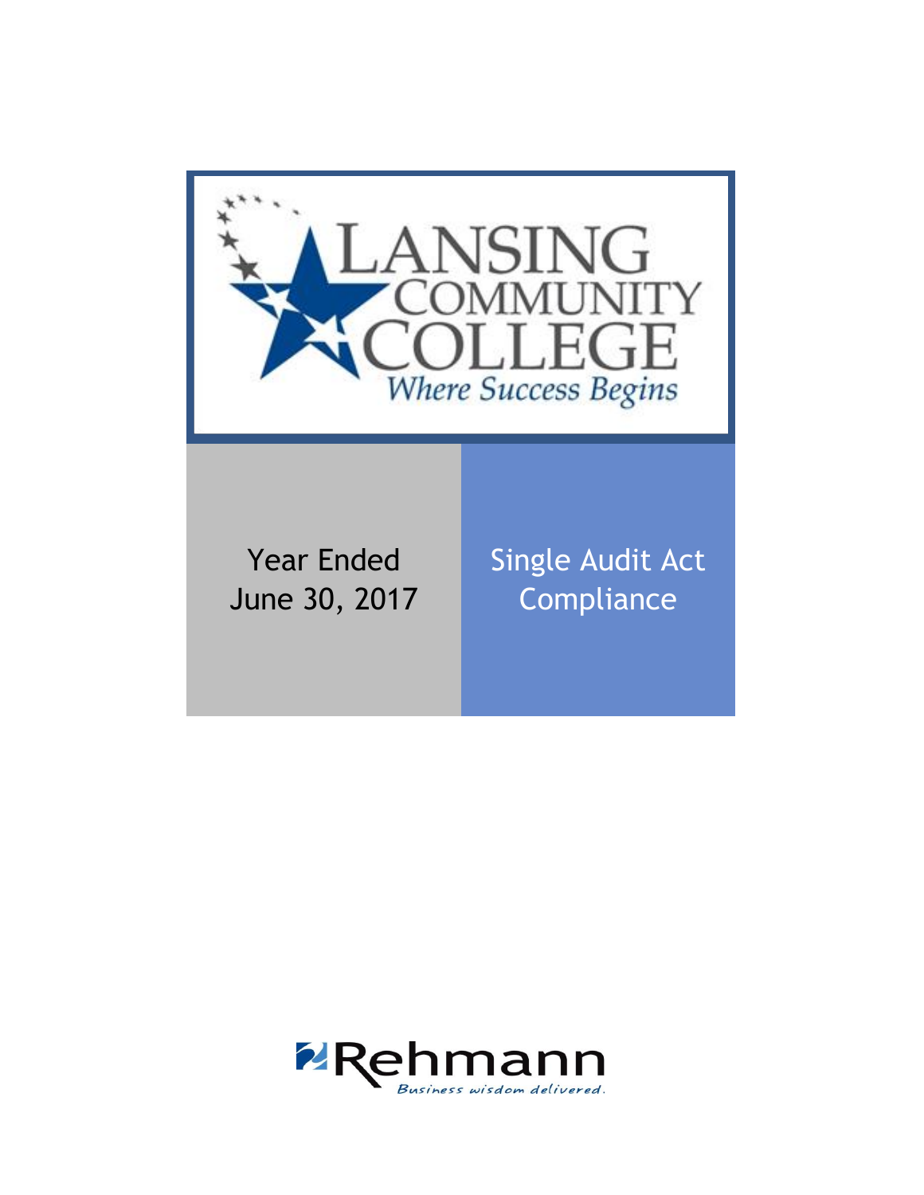# LANSING COMMUNITY COLLEGE

*Where Success Begins*

Year Ended June 30, 2017

Single Audit Act Compliance

Rehmann

*Business wisdom delivered.*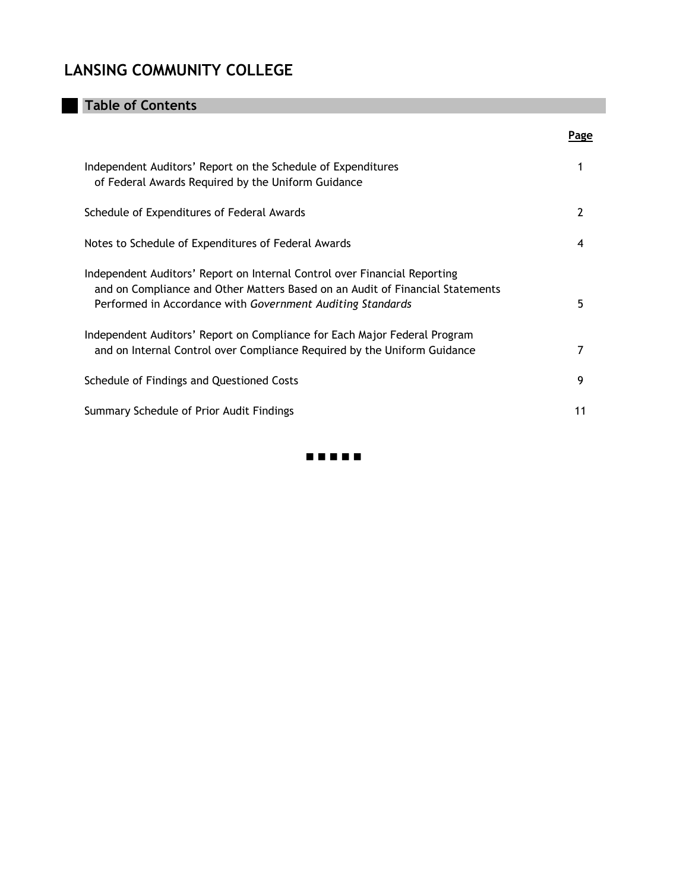# LANSING COMMUNITY COLLEGE

## Table of Contents

| | Page |
|---|---|
| Independent Auditors' Report on the Schedule of Expenditures of Federal Awards Required by the Uniform Guidance | 1 |
| Schedule of Expenditures of Federal Awards | 2 |
| Notes to Schedule of Expenditures of Federal Awards | 4 |
| Independent Auditors' Report on Internal Control over Financial Reporting and on Compliance and Other Matters Based on an Audit of Financial Statements Performed in Accordance with *Government Auditing Standards* | 5 |
| Independent Auditors' Report on Compliance for Each Major Federal Program and on Internal Control over Compliance Required by the Uniform Guidance | 7 |
| Schedule of Findings and Questioned Costs | 9 |
| Summary Schedule of Prior Audit Findings | 11 |

■ ■ ■ ■ ■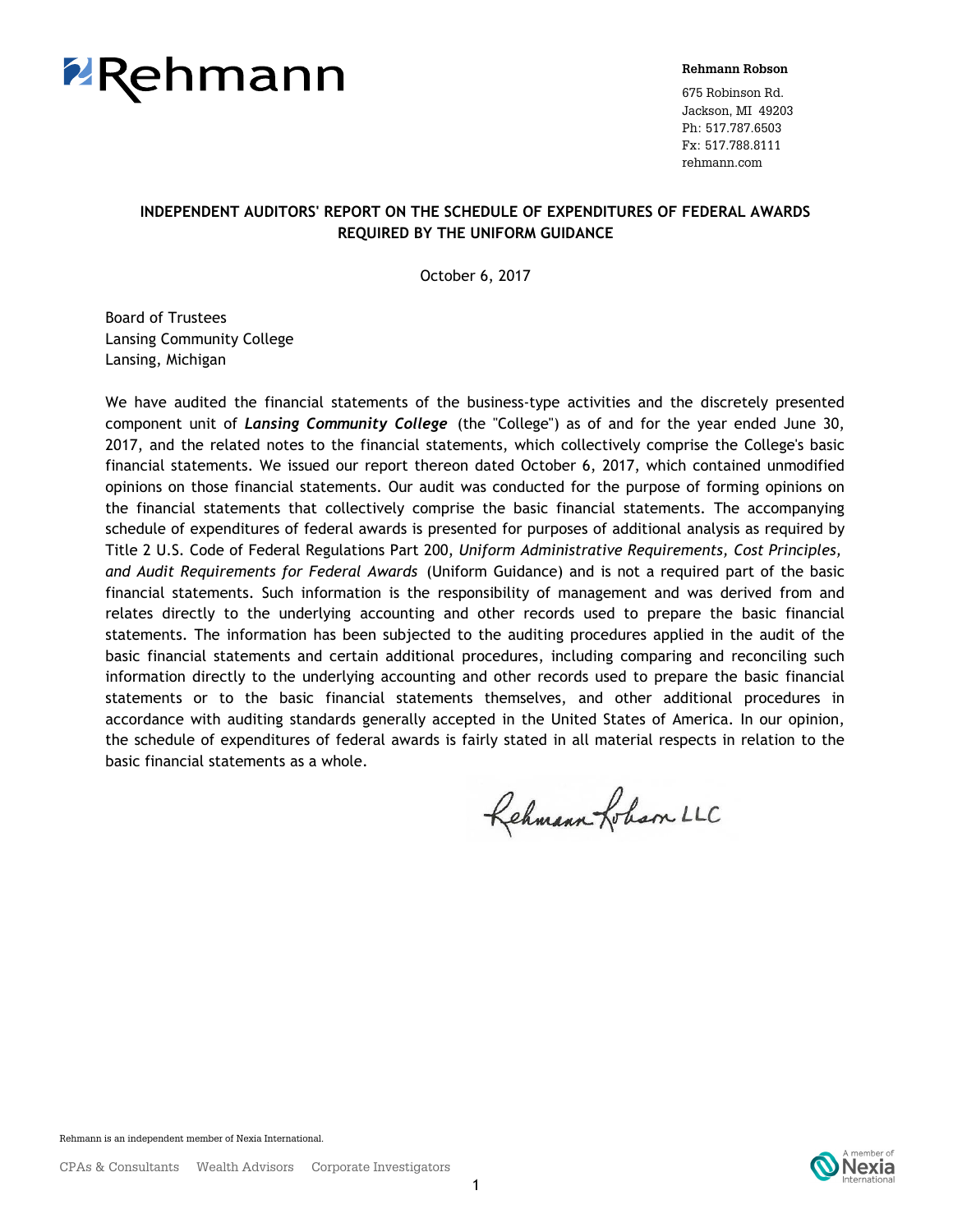Rehmann

**Rehmann Robson**

675 Robinson Rd.
Jackson, MI 49203
Ph: 517.787.6503
Fx: 517.788.8111
rehmann.com

## INDEPENDENT AUDITORS' REPORT ON THE SCHEDULE OF EXPENDITURES OF FEDERAL AWARDS REQUIRED BY THE UNIFORM GUIDANCE

October 6, 2017

Board of Trustees
Lansing Community College
Lansing, Michigan

We have audited the financial statements of the business-type activities and the discretely presented component unit of ***Lansing Community College*** (the "College") as of and for the year ended June 30, 2017, and the related notes to the financial statements, which collectively comprise the College's basic financial statements. We issued our report thereon dated October 6, 2017, which contained unmodified opinions on those financial statements. Our audit was conducted for the purpose of forming opinions on the financial statements that collectively comprise the basic financial statements. The accompanying schedule of expenditures of federal awards is presented for purposes of additional analysis as required by Title 2 U.S. Code of Federal Regulations Part 200, *Uniform Administrative Requirements, Cost Principles, and Audit Requirements for Federal Awards* (Uniform Guidance) and is not a required part of the basic financial statements. Such information is the responsibility of management and was derived from and relates directly to the underlying accounting and other records used to prepare the basic financial statements. The information has been subjected to the auditing procedures applied in the audit of the basic financial statements and certain additional procedures, including comparing and reconciling such information directly to the underlying accounting and other records used to prepare the basic financial statements or to the basic financial statements themselves, and other additional procedures in accordance with auditing standards generally accepted in the United States of America. In our opinion, the schedule of expenditures of federal awards is fairly stated in all material respects in relation to the basic financial statements as a whole.

Rehmann Robson LLC

Rehmann is an independent member of Nexia International.

CPAs & Consultants Wealth Advisors Corporate Investigators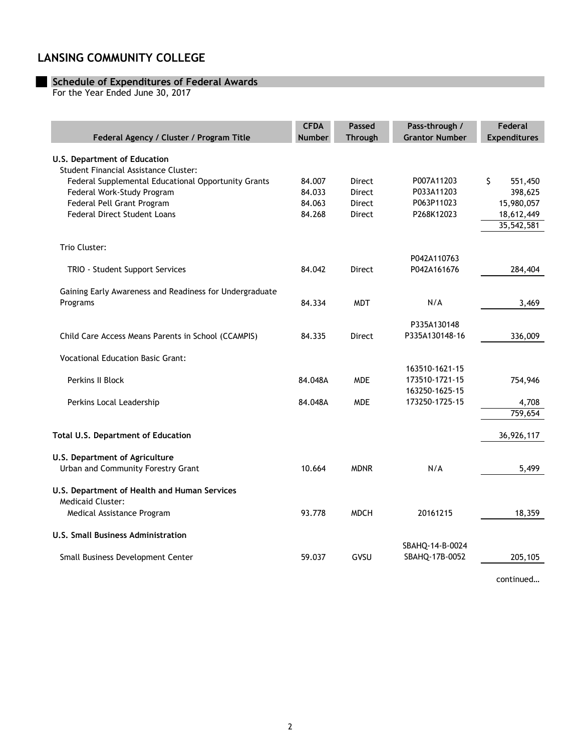# LANSING COMMUNITY COLLEGE

## Schedule of Expenditures of Federal Awards

For the Year Ended June 30, 2017

| Federal Agency / Cluster / Program Title | CFDA Number | Passed Through | Pass-through / Grantor Number | Federal Expenditures |
|---|---|---|---|---|
| **U.S. Department of Education** | | | | |
| Student Financial Assistance Cluster: | | | | |
| Federal Supplemental Educational Opportunity Grants | 84.007 | Direct | P007A11203 | $ 551,450 |
| Federal Work-Study Program | 84.033 | Direct | P033A11203 | 398,625 |
| Federal Pell Grant Program | 84.063 | Direct | P063P11023 | 15,980,057 |
| Federal Direct Student Loans | 84.268 | Direct | P268K12023 | 18,612,449 |
| | | | | 35,542,581 |
| Trio Cluster: | | | | |
| TRIO - Student Support Services | 84.042 | Direct | P042A110763 P042A161676 | 284,404 |
| Gaining Early Awareness and Readiness for Undergraduate Programs | 84.334 | MDT | N/A | 3,469 |
| Child Care Access Means Parents in School (CCAMPIS) | 84.335 | Direct | P335A130148 P335A130148-16 | 336,009 |
| Vocational Education Basic Grant: | | | | |
| Perkins II Block | 84.048A | MDE | 163510-1621-15 173510-1721-15 | 754,946 |
| Perkins Local Leadership | 84.048A | MDE | 163250-1625-15 173250-1725-15 | 4,708 |
| | | | | 759,654 |
| **Total U.S. Department of Education** | | | | 36,926,117 |
| **U.S. Department of Agriculture** | | | | |
| Urban and Community Forestry Grant | 10.664 | MDNR | N/A | 5,499 |
| **U.S. Department of Health and Human Services** | | | | |
| Medicaid Cluster: | | | | |
| Medical Assistance Program | 93.778 | MDCH | 20161215 | 18,359 |
| **U.S. Small Business Administration** | | | | |
| Small Business Development Center | 59.037 | GVSU | SBAHQ-14-B-0024 SBAHQ-17B-0052 | 205,105 |

continued…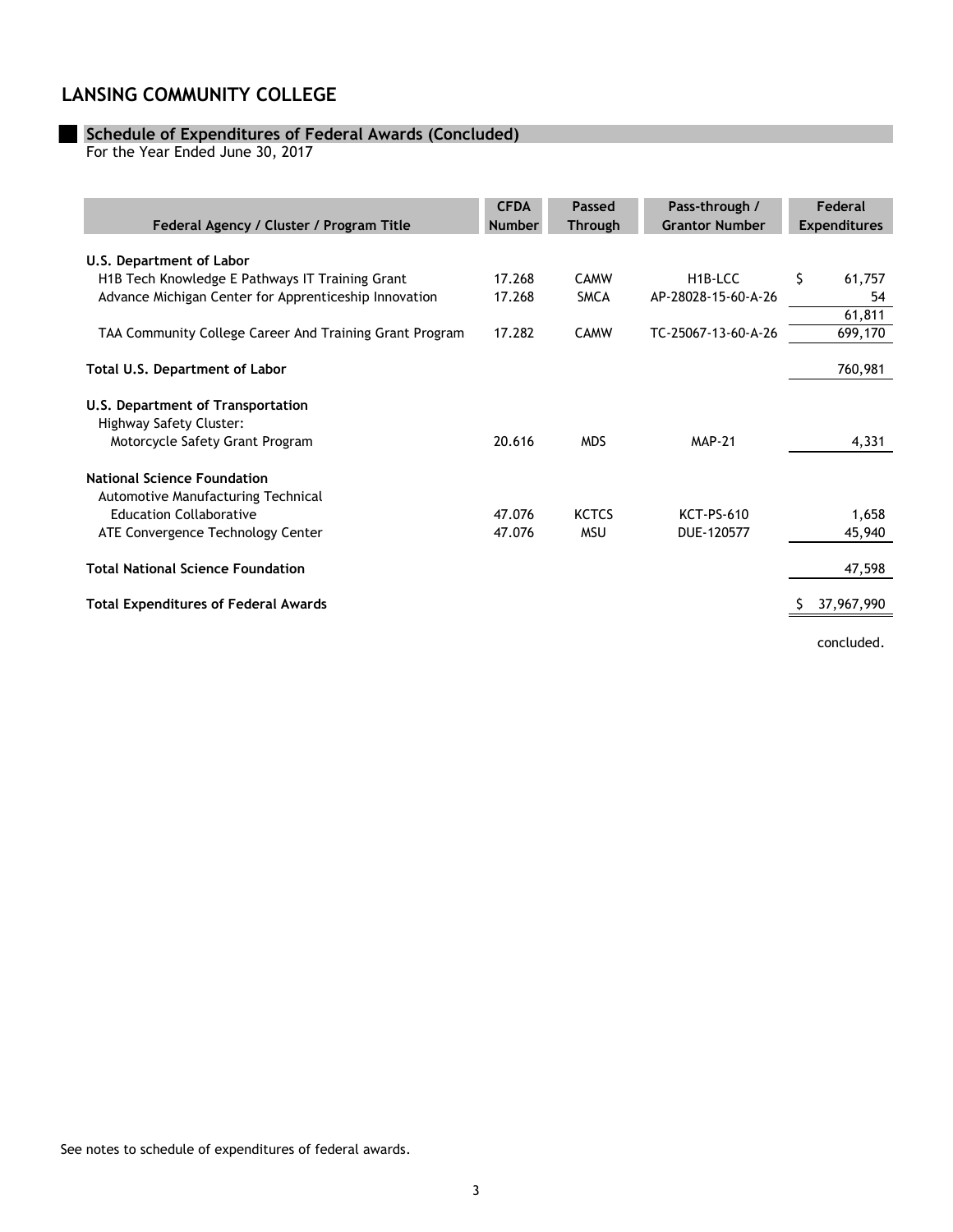# LANSING COMMUNITY COLLEGE

## Schedule of Expenditures of Federal Awards (Concluded)

For the Year Ended June 30, 2017

| Federal Agency / Cluster / Program Title | CFDA Number | Passed Through | Pass-through / Grantor Number | Federal Expenditures |
|---|---|---|---|---|
| **U.S. Department of Labor** | | | | |
| H1B Tech Knowledge E Pathways IT Training Grant | 17.268 | CAMW | H1B-LCC | $ 61,757 |
| Advance Michigan Center for Apprenticeship Innovation | 17.268 | SMCA | AP-28028-15-60-A-26 | 54 |
| | | | | 61,811 |
| TAA Community College Career And Training Grant Program | 17.282 | CAMW | TC-25067-13-60-A-26 | 699,170 |
| **Total U.S. Department of Labor** | | | | 760,981 |
| **U.S. Department of Transportation** | | | | |
| Highway Safety Cluster: | | | | |
| Motorcycle Safety Grant Program | 20.616 | MDS | MAP-21 | 4,331 |
| **National Science Foundation** | | | | |
| Automotive Manufacturing Technical Education Collaborative | 47.076 | KCTCS | KCT-PS-610 | 1,658 |
| ATE Convergence Technology Center | 47.076 | MSU | DUE-120577 | 45,940 |
| **Total National Science Foundation** | | | | 47,598 |
| **Total Expenditures of Federal Awards** | | | | $ 37,967,990 |

concluded.

See notes to schedule of expenditures of federal awards.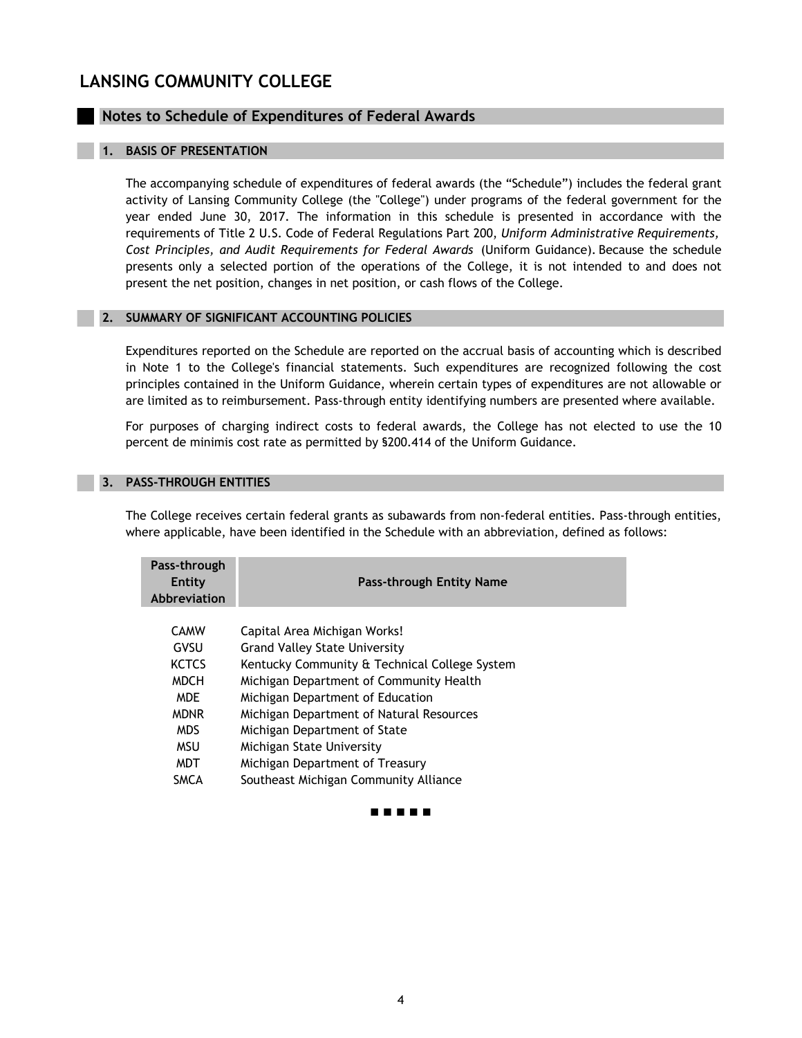# LANSING COMMUNITY COLLEGE

## Notes to Schedule of Expenditures of Federal Awards

### 1. BASIS OF PRESENTATION

The accompanying schedule of expenditures of federal awards (the "Schedule") includes the federal grant activity of Lansing Community College (the "College") under programs of the federal government for the year ended June 30, 2017. The information in this schedule is presented in accordance with the requirements of Title 2 U.S. Code of Federal Regulations Part 200, *Uniform Administrative Requirements, Cost Principles, and Audit Requirements for Federal Awards* (Uniform Guidance). Because the schedule presents only a selected portion of the operations of the College, it is not intended to and does not present the net position, changes in net position, or cash flows of the College.

### 2. SUMMARY OF SIGNIFICANT ACCOUNTING POLICIES

Expenditures reported on the Schedule are reported on the accrual basis of accounting which is described in Note 1 to the College's financial statements. Such expenditures are recognized following the cost principles contained in the Uniform Guidance, wherein certain types of expenditures are not allowable or are limited as to reimbursement. Pass-through entity identifying numbers are presented where available.

For purposes of charging indirect costs to federal awards, the College has not elected to use the 10 percent de minimis cost rate as permitted by §200.414 of the Uniform Guidance.

### 3. PASS-THROUGH ENTITIES

The College receives certain federal grants as subawards from non-federal entities. Pass-through entities, where applicable, have been identified in the Schedule with an abbreviation, defined as follows:

| Pass-through Entity Abbreviation | Pass-through Entity Name |
|---|---|
| CAMW | Capital Area Michigan Works! |
| GVSU | Grand Valley State University |
| KCTCS | Kentucky Community & Technical College System |
| MDCH | Michigan Department of Community Health |
| MDE | Michigan Department of Education |
| MDNR | Michigan Department of Natural Resources |
| MDS | Michigan Department of State |
| MSU | Michigan State University |
| MDT | Michigan Department of Treasury |
| SMCA | Southeast Michigan Community Alliance |

■ ■ ■ ■ ■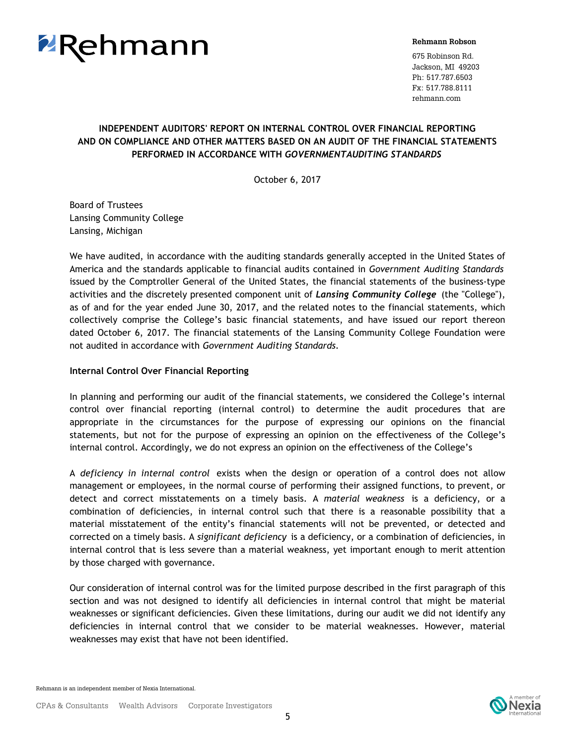**Rehmann Robson**

675 Robinson Rd.
Jackson, MI 49203
Ph: 517.787.6503
Fx: 517.788.8111
rehmann.com

## INDEPENDENT AUDITORS' REPORT ON INTERNAL CONTROL OVER FINANCIAL REPORTING AND ON COMPLIANCE AND OTHER MATTERS BASED ON AN AUDIT OF THE FINANCIAL STATEMENTS PERFORMED IN ACCORDANCE WITH *GOVERNMENTAUDITING STANDARDS*

October 6, 2017

Board of Trustees
Lansing Community College
Lansing, Michigan

We have audited, in accordance with the auditing standards generally accepted in the United States of America and the standards applicable to financial audits contained in *Government Auditing Standards* issued by the Comptroller General of the United States, the financial statements of the business-type activities and the discretely presented component unit of ***Lansing Community College*** (the "College"), as of and for the year ended June 30, 2017, and the related notes to the financial statements, which collectively comprise the College's basic financial statements, and have issued our report thereon dated October 6, 2017. The financial statements of the Lansing Community College Foundation were not audited in accordance with *Government Auditing Standards*.

**Internal Control Over Financial Reporting**

In planning and performing our audit of the financial statements, we considered the College's internal control over financial reporting (internal control) to determine the audit procedures that are appropriate in the circumstances for the purpose of expressing our opinions on the financial statements, but not for the purpose of expressing an opinion on the effectiveness of the College's internal control. Accordingly, we do not express an opinion on the effectiveness of the College's

A *deficiency in internal control* exists when the design or operation of a control does not allow management or employees, in the normal course of performing their assigned functions, to prevent, or detect and correct misstatements on a timely basis. A *material weakness* is a deficiency, or a combination of deficiencies, in internal control such that there is a reasonable possibility that a material misstatement of the entity's financial statements will not be prevented, or detected and corrected on a timely basis. A *significant deficiency* is a deficiency, or a combination of deficiencies, in internal control that is less severe than a material weakness, yet important enough to merit attention by those charged with governance.

Our consideration of internal control was for the limited purpose described in the first paragraph of this section and was not designed to identify all deficiencies in internal control that might be material weaknesses or significant deficiencies. Given these limitations, during our audit we did not identify any deficiencies in internal control that we consider to be material weaknesses. However, material weaknesses may exist that have not been identified.

Rehmann is an independent member of Nexia International.

CPAs & Consultants Wealth Advisors Corporate Investigators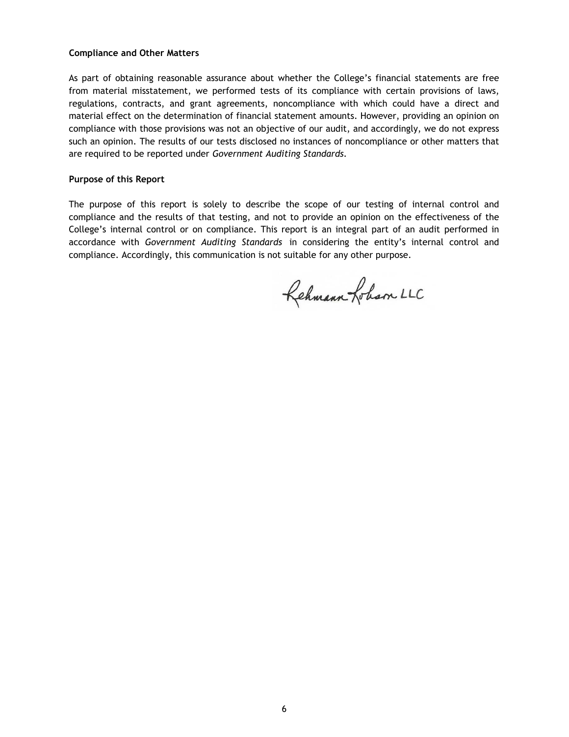**Compliance and Other Matters**

As part of obtaining reasonable assurance about whether the College's financial statements are free from material misstatement, we performed tests of its compliance with certain provisions of laws, regulations, contracts, and grant agreements, noncompliance with which could have a direct and material effect on the determination of financial statement amounts. However, providing an opinion on compliance with those provisions was not an objective of our audit, and accordingly, we do not express such an opinion. The results of our tests disclosed no instances of noncompliance or other matters that are required to be reported under *Government Auditing Standards*.

**Purpose of this Report**

The purpose of this report is solely to describe the scope of our testing of internal control and compliance and the results of that testing, and not to provide an opinion on the effectiveness of the College's internal control or on compliance. This report is an integral part of an audit performed in accordance with *Government Auditing Standards* in considering the entity's internal control and compliance. Accordingly, this communication is not suitable for any other purpose.

Rehmann Robson LLC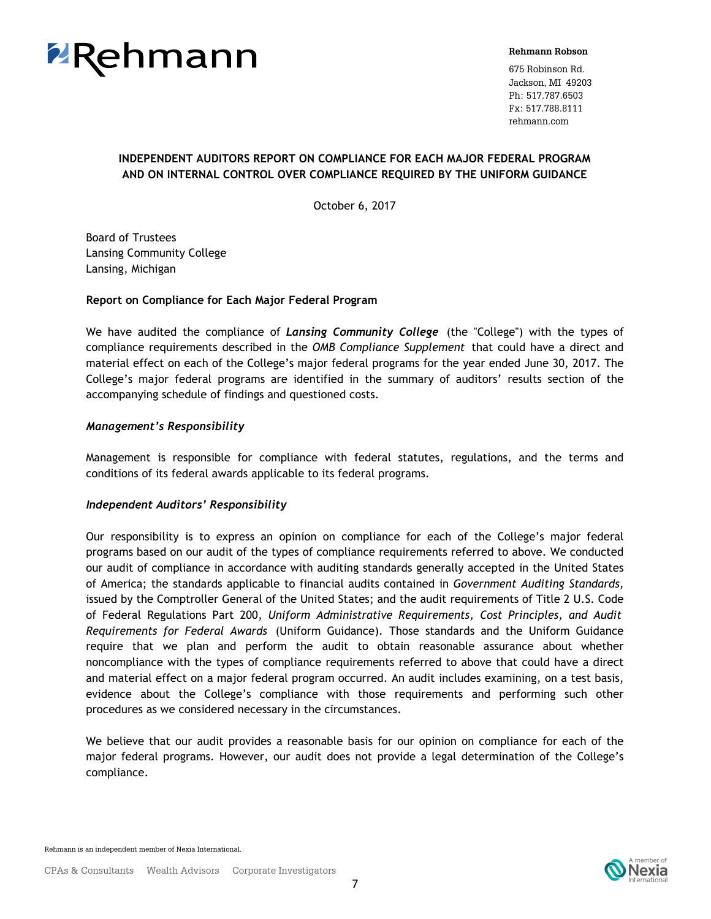Rehmann

**Rehmann Robson**

675 Robinson Rd.
Jackson, MI 49203
Ph: 517.787.6503
Fx: 517.788.8111
rehmann.com

## INDEPENDENT AUDITORS REPORT ON COMPLIANCE FOR EACH MAJOR FEDERAL PROGRAM AND ON INTERNAL CONTROL OVER COMPLIANCE REQUIRED BY THE UNIFORM GUIDANCE

October 6, 2017

Board of Trustees
Lansing Community College
Lansing, Michigan

### Report on Compliance for Each Major Federal Program

We have audited the compliance of ***Lansing Community College*** (the "College") with the types of compliance requirements described in the *OMB Compliance Supplement* that could have a direct and material effect on each of the College's major federal programs for the year ended June 30, 2017. The College's major federal programs are identified in the summary of auditors' results section of the accompanying schedule of findings and questioned costs.

#### *Management's Responsibility*

Management is responsible for compliance with federal statutes, regulations, and the terms and conditions of its federal awards applicable to its federal programs.

#### *Independent Auditors' Responsibility*

Our responsibility is to express an opinion on compliance for each of the College's major federal programs based on our audit of the types of compliance requirements referred to above. We conducted our audit of compliance in accordance with auditing standards generally accepted in the United States of America; the standards applicable to financial audits contained in *Government Auditing Standards,* issued by the Comptroller General of the United States; and the audit requirements of Title 2 U.S. Code of Federal Regulations Part 200, *Uniform Administrative Requirements, Cost Principles, and Audit Requirements for Federal Awards* (Uniform Guidance). Those standards and the Uniform Guidance require that we plan and perform the audit to obtain reasonable assurance about whether noncompliance with the types of compliance requirements referred to above that could have a direct and material effect on a major federal program occurred. An audit includes examining, on a test basis, evidence about the College's compliance with those requirements and performing such other procedures as we considered necessary in the circumstances.

We believe that our audit provides a reasonable basis for our opinion on compliance for each of the major federal programs. However, our audit does not provide a legal determination of the College's compliance.

Rehmann is an independent member of Nexia International.

CPAs & Consultants Wealth Advisors Corporate Investigators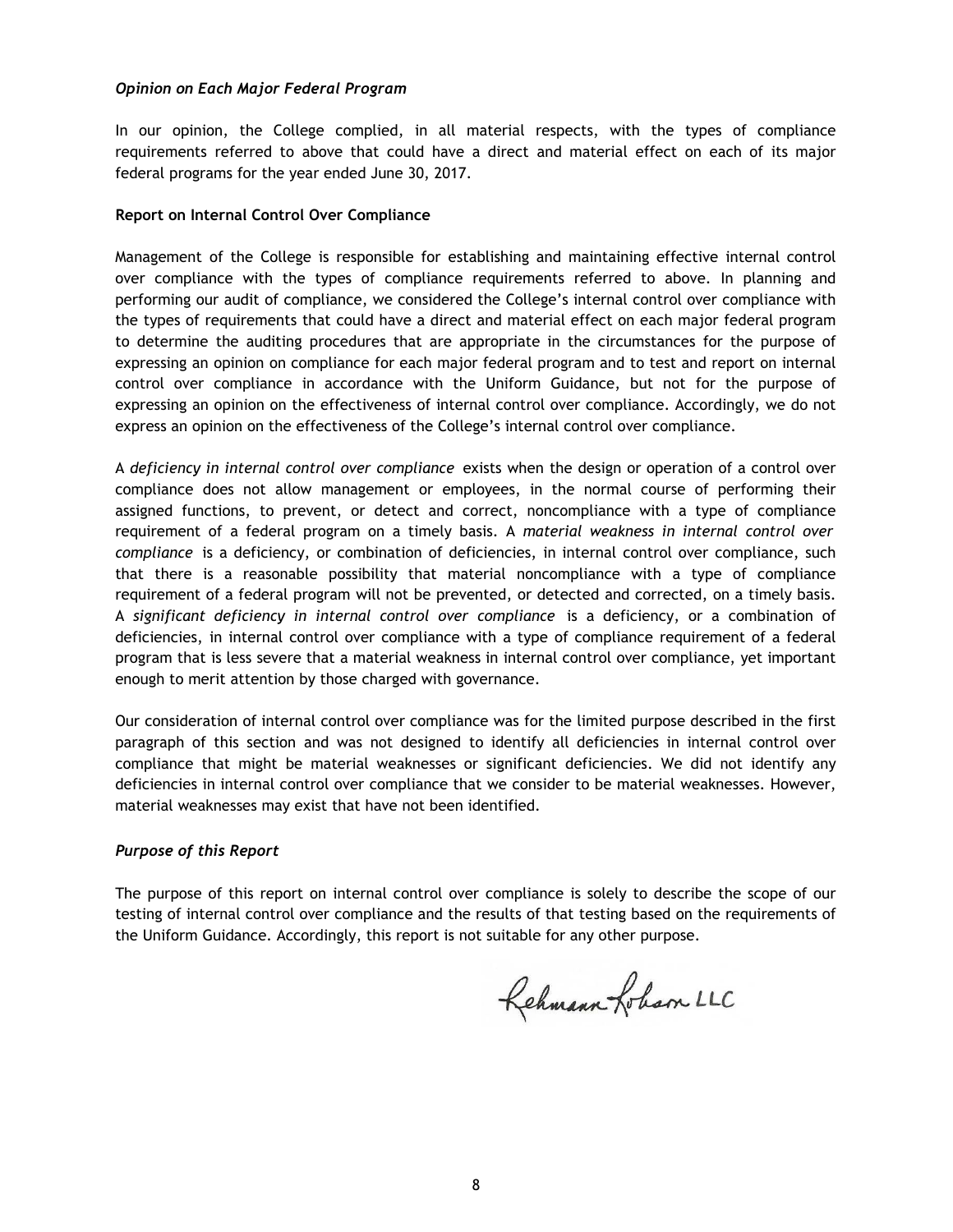*Opinion on Each Major Federal Program*

In our opinion, the College complied, in all material respects, with the types of compliance requirements referred to above that could have a direct and material effect on each of its major federal programs for the year ended June 30, 2017.

**Report on Internal Control Over Compliance**

Management of the College is responsible for establishing and maintaining effective internal control over compliance with the types of compliance requirements referred to above. In planning and performing our audit of compliance, we considered the College's internal control over compliance with the types of requirements that could have a direct and material effect on each major federal program to determine the auditing procedures that are appropriate in the circumstances for the purpose of expressing an opinion on compliance for each major federal program and to test and report on internal control over compliance in accordance with the Uniform Guidance, but not for the purpose of expressing an opinion on the effectiveness of internal control over compliance. Accordingly, we do not express an opinion on the effectiveness of the College's internal control over compliance.

A *deficiency in internal control over compliance* exists when the design or operation of a control over compliance does not allow management or employees, in the normal course of performing their assigned functions, to prevent, or detect and correct, noncompliance with a type of compliance requirement of a federal program on a timely basis. A *material weakness in internal control over compliance* is a deficiency, or combination of deficiencies, in internal control over compliance, such that there is a reasonable possibility that material noncompliance with a type of compliance requirement of a federal program will not be prevented, or detected and corrected, on a timely basis. A *significant deficiency in internal control over compliance* is a deficiency, or a combination of deficiencies, in internal control over compliance with a type of compliance requirement of a federal program that is less severe that a material weakness in internal control over compliance, yet important enough to merit attention by those charged with governance.

Our consideration of internal control over compliance was for the limited purpose described in the first paragraph of this section and was not designed to identify all deficiencies in internal control over compliance that might be material weaknesses or significant deficiencies. We did not identify any deficiencies in internal control over compliance that we consider to be material weaknesses. However, material weaknesses may exist that have not been identified.

*Purpose of this Report*

The purpose of this report on internal control over compliance is solely to describe the scope of our testing of internal control over compliance and the results of that testing based on the requirements of the Uniform Guidance. Accordingly, this report is not suitable for any other purpose.

Rehmann Robson LLC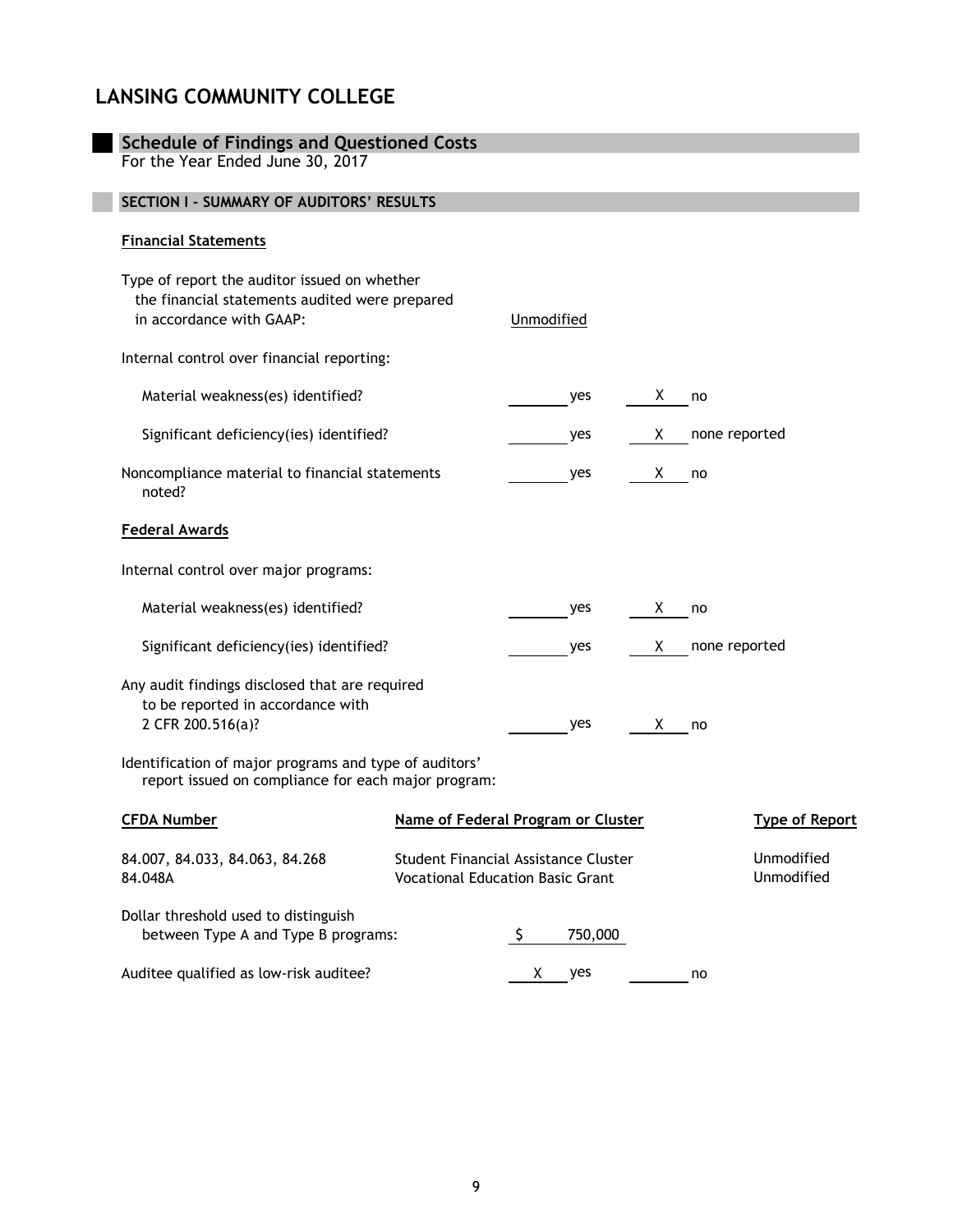# LANSING COMMUNITY COLLEGE

## Schedule of Findings and Questioned Costs

For the Year Ended June 30, 2017

### SECTION I - SUMMARY OF AUDITORS' RESULTS

**Financial Statements**

Type of report the auditor issued on whether the financial statements audited were prepared in accordance with GAAP: Unmodified

Internal control over financial reporting:

| | | |
|---|---|---|
| Material weakness(es) identified? | ____ yes | X no |
| Significant deficiency(ies) identified? | ____ yes | X none reported |
| Noncompliance material to financial statements noted? | ____ yes | X no |

**Federal Awards**

Internal control over major programs:

| | | |
|---|---|---|
| Material weakness(es) identified? | ____ yes | X no |
| Significant deficiency(ies) identified? | ____ yes | X none reported |
| Any audit findings disclosed that are required to be reported in accordance with 2 CFR 200.516(a)? | ____ yes | X no |

Identification of major programs and type of auditors' report issued on compliance for each major program:

| CFDA Number | Name of Federal Program or Cluster | Type of Report |
|---|---|---|
| 84.007, 84.033, 84.063, 84.268 | Student Financial Assistance Cluster | Unmodified |
| 84.048A | Vocational Education Basic Grant | Unmodified |

Dollar threshold used to distinguish between Type A and Type B programs: $ 750,000

Auditee qualified as low-risk auditee? X yes ____ no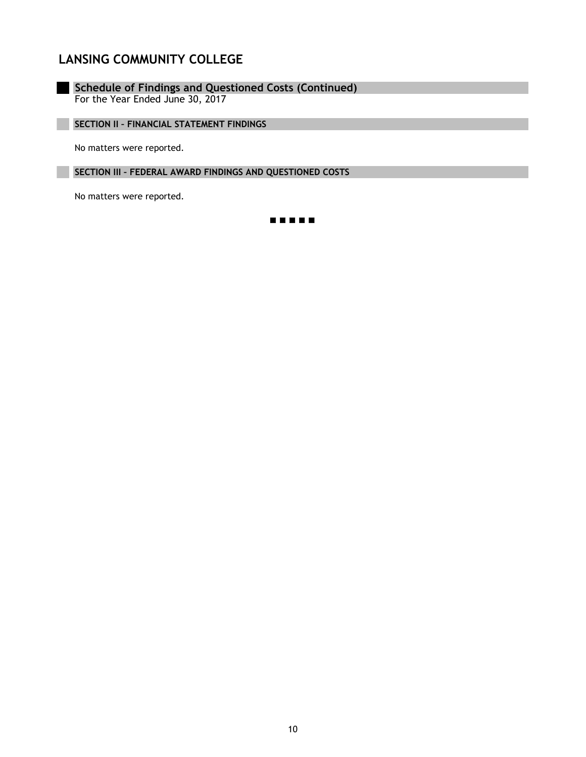# LANSING COMMUNITY COLLEGE

## Schedule of Findings and Questioned Costs (Continued)

For the Year Ended June 30, 2017

### SECTION II – FINANCIAL STATEMENT FINDINGS

No matters were reported.

### SECTION III – FEDERAL AWARD FINDINGS AND QUESTIONED COSTS

No matters were reported.

■ ■ ■ ■ ■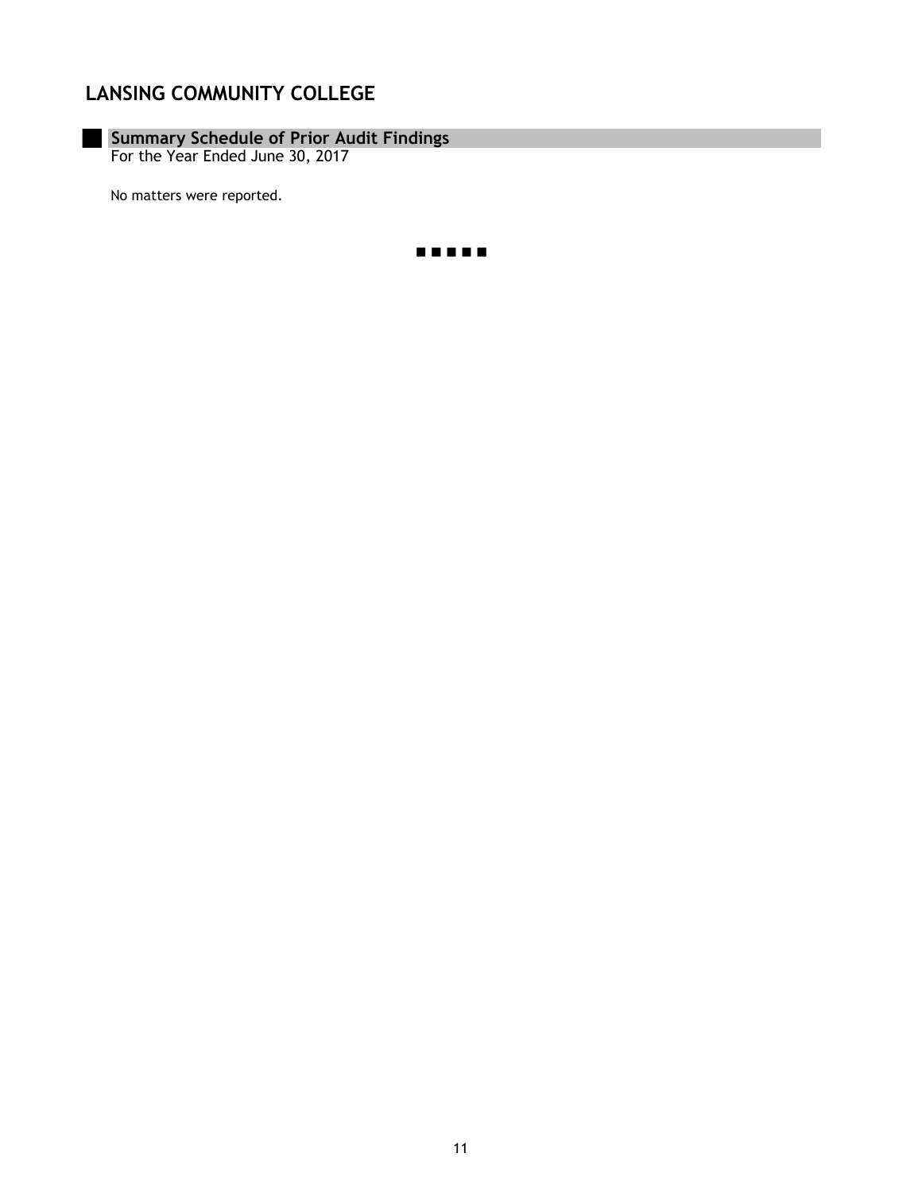# LANSING COMMUNITY COLLEGE

## Summary Schedule of Prior Audit Findings

For the Year Ended June 30, 2017

No matters were reported.

■ ■ ■ ■ ■